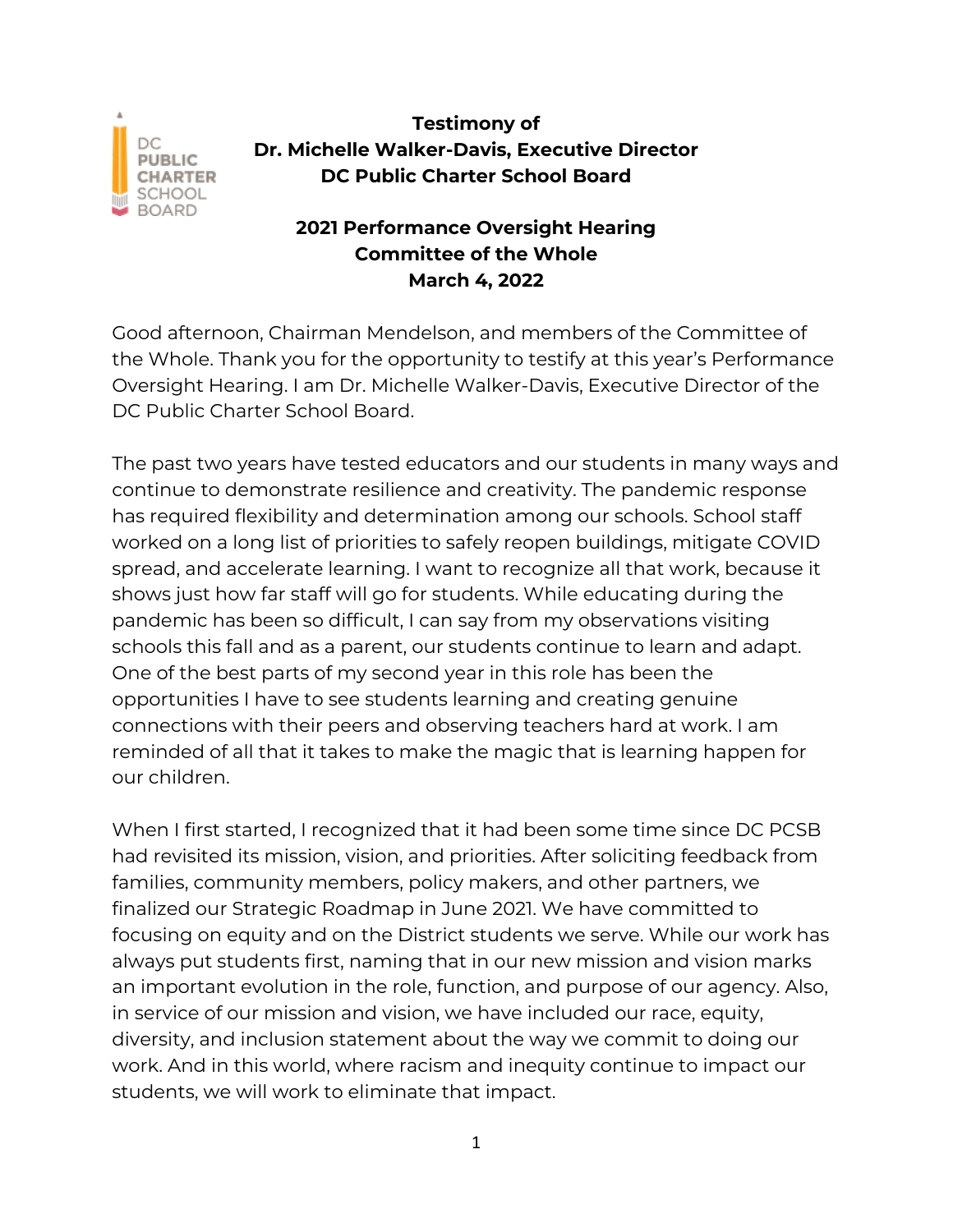**Testimony of**
**Dr. Michelle Walker-Davis, Executive Director**
**DC Public Charter School Board**

**2021 Performance Oversight Hearing**
**Committee of the Whole**
**March 4, 2022**

Good afternoon, Chairman Mendelson, and members of the Committee of the Whole. Thank you for the opportunity to testify at this year's Performance Oversight Hearing. I am Dr. Michelle Walker-Davis, Executive Director of the DC Public Charter School Board.

The past two years have tested educators and our students in many ways and continue to demonstrate resilience and creativity. The pandemic response has required flexibility and determination among our schools. School staff worked on a long list of priorities to safely reopen buildings, mitigate COVID spread, and accelerate learning. I want to recognize all that work, because it shows just how far staff will go for students. While educating during the pandemic has been so difficult, I can say from my observations visiting schools this fall and as a parent, our students continue to learn and adapt. One of the best parts of my second year in this role has been the opportunities I have to see students learning and creating genuine connections with their peers and observing teachers hard at work. I am reminded of all that it takes to make the magic that is learning happen for our children.

When I first started, I recognized that it had been some time since DC PCSB had revisited its mission, vision, and priorities. After soliciting feedback from families, community members, policy makers, and other partners, we finalized our Strategic Roadmap in June 2021. We have committed to focusing on equity and on the District students we serve. While our work has always put students first, naming that in our new mission and vision marks an important evolution in the role, function, and purpose of our agency. Also, in service of our mission and vision, we have included our race, equity, diversity, and inclusion statement about the way we commit to doing our work. And in this world, where racism and inequity continue to impact our students, we will work to eliminate that impact.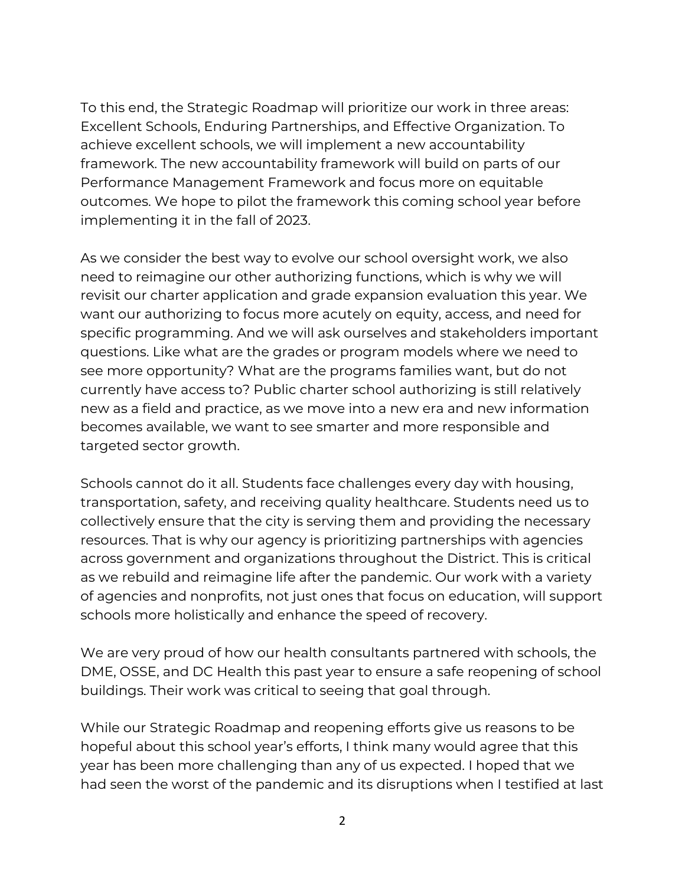To this end, the Strategic Roadmap will prioritize our work in three areas: Excellent Schools, Enduring Partnerships, and Effective Organization. To achieve excellent schools, we will implement a new accountability framework. The new accountability framework will build on parts of our Performance Management Framework and focus more on equitable outcomes. We hope to pilot the framework this coming school year before implementing it in the fall of 2023.

As we consider the best way to evolve our school oversight work, we also need to reimagine our other authorizing functions, which is why we will revisit our charter application and grade expansion evaluation this year. We want our authorizing to focus more acutely on equity, access, and need for specific programming. And we will ask ourselves and stakeholders important questions. Like what are the grades or program models where we need to see more opportunity? What are the programs families want, but do not currently have access to? Public charter school authorizing is still relatively new as a field and practice, as we move into a new era and new information becomes available, we want to see smarter and more responsible and targeted sector growth.

Schools cannot do it all. Students face challenges every day with housing, transportation, safety, and receiving quality healthcare. Students need us to collectively ensure that the city is serving them and providing the necessary resources. That is why our agency is prioritizing partnerships with agencies across government and organizations throughout the District. This is critical as we rebuild and reimagine life after the pandemic. Our work with a variety of agencies and nonprofits, not just ones that focus on education, will support schools more holistically and enhance the speed of recovery.

We are very proud of how our health consultants partnered with schools, the DME, OSSE, and DC Health this past year to ensure a safe reopening of school buildings. Their work was critical to seeing that goal through.

While our Strategic Roadmap and reopening efforts give us reasons to be hopeful about this school year's efforts, I think many would agree that this year has been more challenging than any of us expected. I hoped that we had seen the worst of the pandemic and its disruptions when I testified at last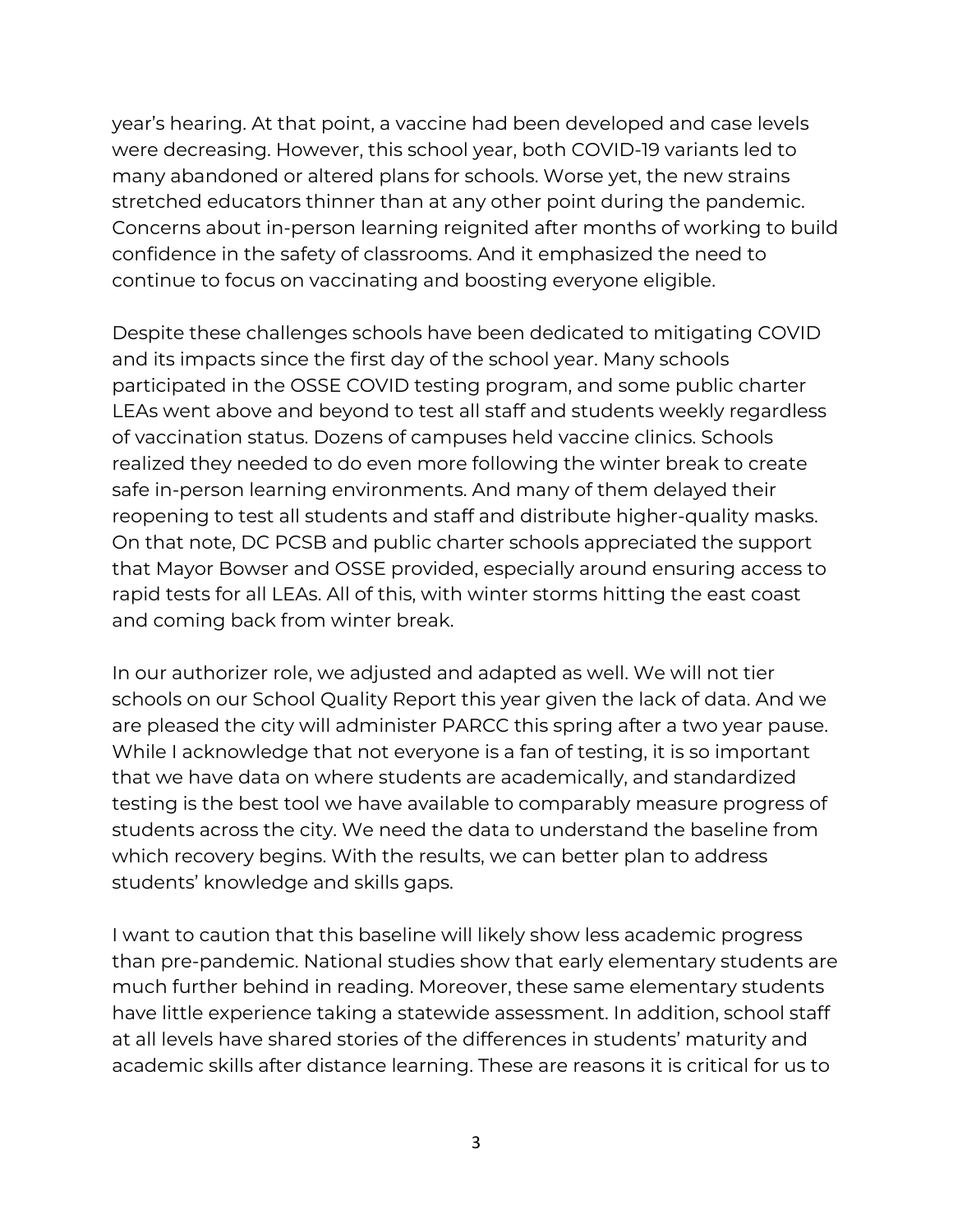year's hearing. At that point, a vaccine had been developed and case levels were decreasing. However, this school year, both COVID-19 variants led to many abandoned or altered plans for schools. Worse yet, the new strains stretched educators thinner than at any other point during the pandemic. Concerns about in-person learning reignited after months of working to build confidence in the safety of classrooms. And it emphasized the need to continue to focus on vaccinating and boosting everyone eligible.

Despite these challenges schools have been dedicated to mitigating COVID and its impacts since the first day of the school year. Many schools participated in the OSSE COVID testing program, and some public charter LEAs went above and beyond to test all staff and students weekly regardless of vaccination status. Dozens of campuses held vaccine clinics. Schools realized they needed to do even more following the winter break to create safe in-person learning environments. And many of them delayed their reopening to test all students and staff and distribute higher-quality masks. On that note, DC PCSB and public charter schools appreciated the support that Mayor Bowser and OSSE provided, especially around ensuring access to rapid tests for all LEAs. All of this, with winter storms hitting the east coast and coming back from winter break.

In our authorizer role, we adjusted and adapted as well. We will not tier schools on our School Quality Report this year given the lack of data. And we are pleased the city will administer PARCC this spring after a two year pause. While I acknowledge that not everyone is a fan of testing, it is so important that we have data on where students are academically, and standardized testing is the best tool we have available to comparably measure progress of students across the city. We need the data to understand the baseline from which recovery begins. With the results, we can better plan to address students' knowledge and skills gaps.

I want to caution that this baseline will likely show less academic progress than pre-pandemic. National studies show that early elementary students are much further behind in reading. Moreover, these same elementary students have little experience taking a statewide assessment. In addition, school staff at all levels have shared stories of the differences in students' maturity and academic skills after distance learning. These are reasons it is critical for us to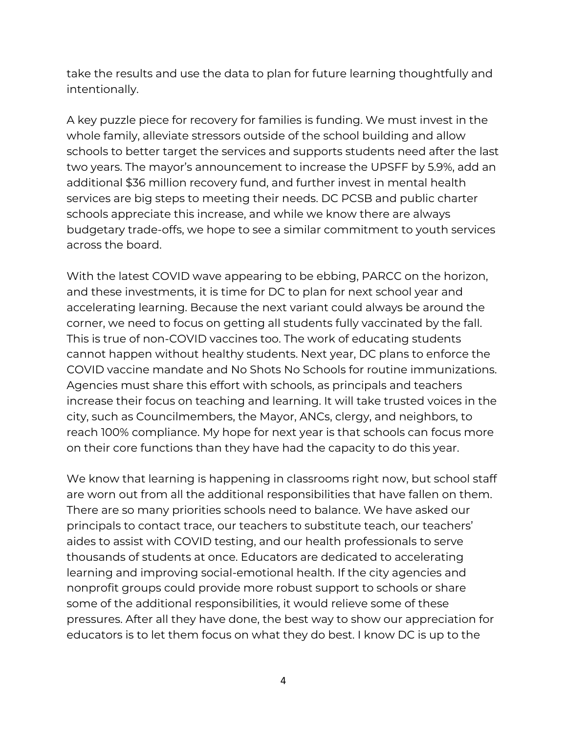take the results and use the data to plan for future learning thoughtfully and intentionally.

A key puzzle piece for recovery for families is funding. We must invest in the whole family, alleviate stressors outside of the school building and allow schools to better target the services and supports students need after the last two years. The mayor's announcement to increase the UPSFF by 5.9%, add an additional $36 million recovery fund, and further invest in mental health services are big steps to meeting their needs. DC PCSB and public charter schools appreciate this increase, and while we know there are always budgetary trade-offs, we hope to see a similar commitment to youth services across the board.

With the latest COVID wave appearing to be ebbing, PARCC on the horizon, and these investments, it is time for DC to plan for next school year and accelerating learning. Because the next variant could always be around the corner, we need to focus on getting all students fully vaccinated by the fall. This is true of non-COVID vaccines too. The work of educating students cannot happen without healthy students. Next year, DC plans to enforce the COVID vaccine mandate and No Shots No Schools for routine immunizations. Agencies must share this effort with schools, as principals and teachers increase their focus on teaching and learning. It will take trusted voices in the city, such as Councilmembers, the Mayor, ANCs, clergy, and neighbors, to reach 100% compliance. My hope for next year is that schools can focus more on their core functions than they have had the capacity to do this year.

We know that learning is happening in classrooms right now, but school staff are worn out from all the additional responsibilities that have fallen on them. There are so many priorities schools need to balance. We have asked our principals to contact trace, our teachers to substitute teach, our teachers' aides to assist with COVID testing, and our health professionals to serve thousands of students at once. Educators are dedicated to accelerating learning and improving social-emotional health. If the city agencies and nonprofit groups could provide more robust support to schools or share some of the additional responsibilities, it would relieve some of these pressures. After all they have done, the best way to show our appreciation for educators is to let them focus on what they do best. I know DC is up to the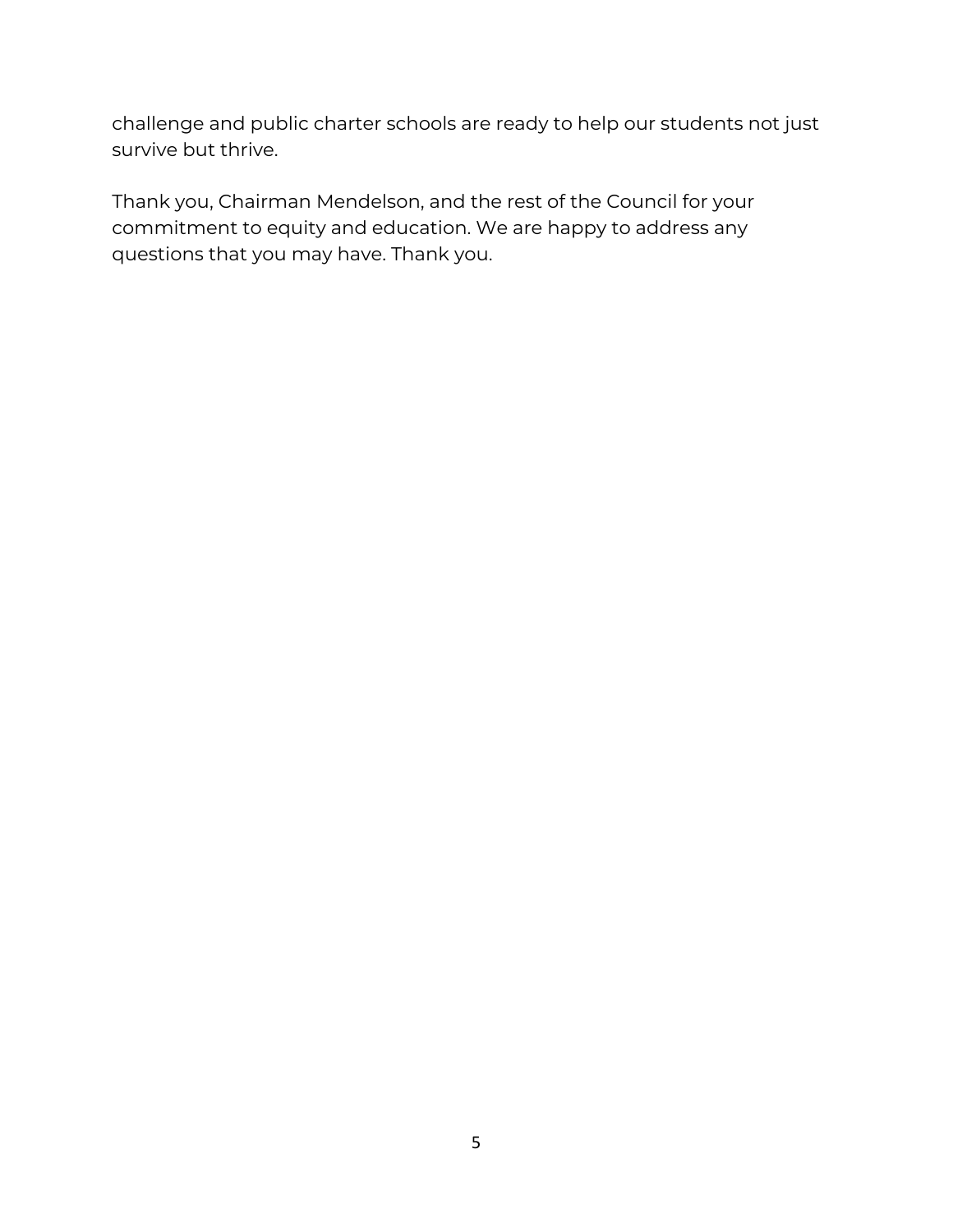challenge and public charter schools are ready to help our students not just survive but thrive.

Thank you, Chairman Mendelson, and the rest of the Council for your commitment to equity and education. We are happy to address any questions that you may have. Thank you.